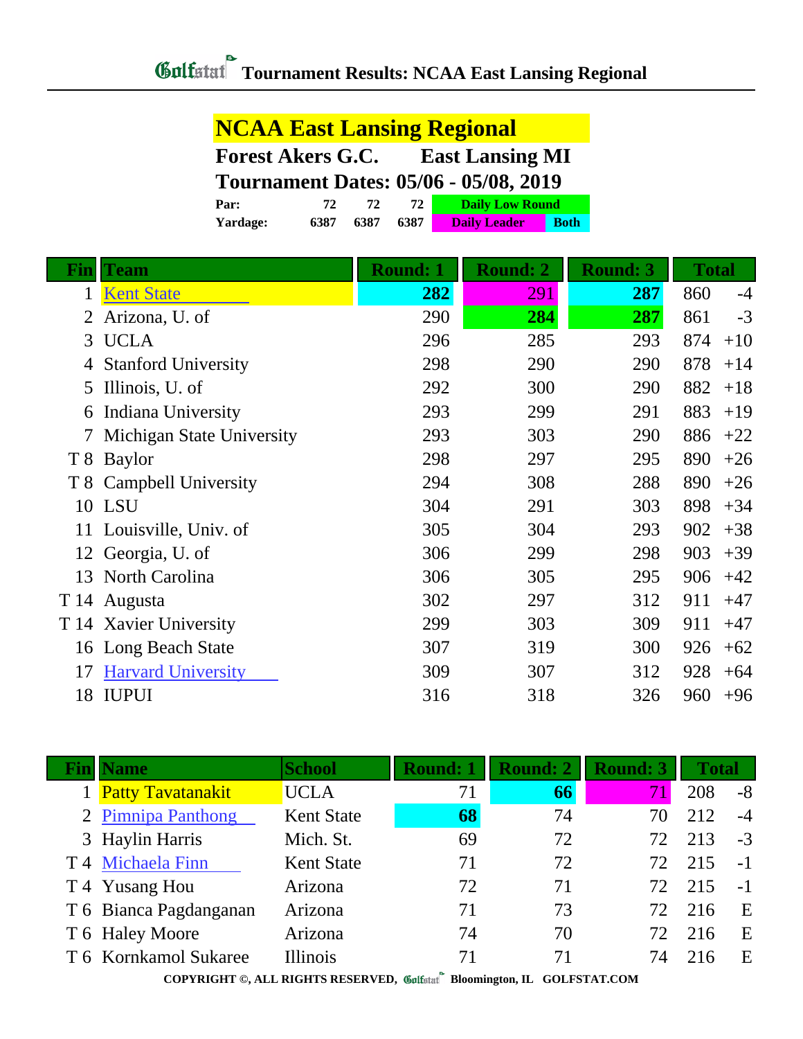# Golfstat Tournament Results: NCAA East Lansing Regional

## NCAA East Lansing Regional

**Forest Akers G.C. East Lansing MI**

**Tournament Dates: 05/06 - 05/08, 2019**

| | | | | |
|---|---|---|---|---|
| **Par:** | 72 | 72 | 72 | Daily Low Round |
| **Yardage:** | 6387 | 6387 | 6387 | Daily Leader / Both |

| Fin | Team | Round: 1 | Round: 2 | Round: 3 | Total | |
|---|---|---|---|---|---|---|
| 1 | Kent State | **282** | 291 | **287** | 860 | -4 |
| 2 | Arizona, U. of | 290 | **284** | **287** | 861 | -3 |
| 3 | UCLA | 296 | 285 | 293 | 874 | +10 |
| 4 | Stanford University | 298 | 290 | 290 | 878 | +14 |
| 5 | Illinois, U. of | 292 | 300 | 290 | 882 | +18 |
| 6 | Indiana University | 293 | 299 | 291 | 883 | +19 |
| 7 | Michigan State University | 293 | 303 | 290 | 886 | +22 |
| T 8 | Baylor | 298 | 297 | 295 | 890 | +26 |
| T 8 | Campbell University | 294 | 308 | 288 | 890 | +26 |
| 10 | LSU | 304 | 291 | 303 | 898 | +34 |
| 11 | Louisville, Univ. of | 305 | 304 | 293 | 902 | +38 |
| 12 | Georgia, U. of | 306 | 299 | 298 | 903 | +39 |
| 13 | North Carolina | 306 | 305 | 295 | 906 | +42 |
| T 14 | Augusta | 302 | 297 | 312 | 911 | +47 |
| T 14 | Xavier University | 299 | 303 | 309 | 911 | +47 |
| 16 | Long Beach State | 307 | 319 | 300 | 926 | +62 |
| 17 | Harvard University | 309 | 307 | 312 | 928 | +64 |
| 18 | IUPUI | 316 | 318 | 326 | 960 | +96 |

| Fin | Name | School | Round: 1 | Round: 2 | Round: 3 | Total | |
|---|---|---|---|---|---|---|---|
| 1 | Patty Tavatanakit | UCLA | 71 | **66** | 71 | 208 | -8 |
| 2 | Pimnipa Panthong | Kent State | **68** | 74 | 70 | 212 | -4 |
| 3 | Haylin Harris | Mich. St. | 69 | 72 | 72 | 213 | -3 |
| T 4 | Michaela Finn | Kent State | 71 | 72 | 72 | 215 | -1 |
| T 4 | Yusang Hou | Arizona | 72 | 71 | 72 | 215 | -1 |
| T 6 | Bianca Pagdanganan | Arizona | 71 | 73 | 72 | 216 | E |
| T 6 | Haley Moore | Arizona | 74 | 70 | 72 | 216 | E |
| T 6 | Kornkamol Sukaree | Illinois | 71 | 71 | 74 | 216 | E |

COPYRIGHT ©, ALL RIGHTS RESERVED, Golfstat Bloomington, IL GOLFSTAT.COM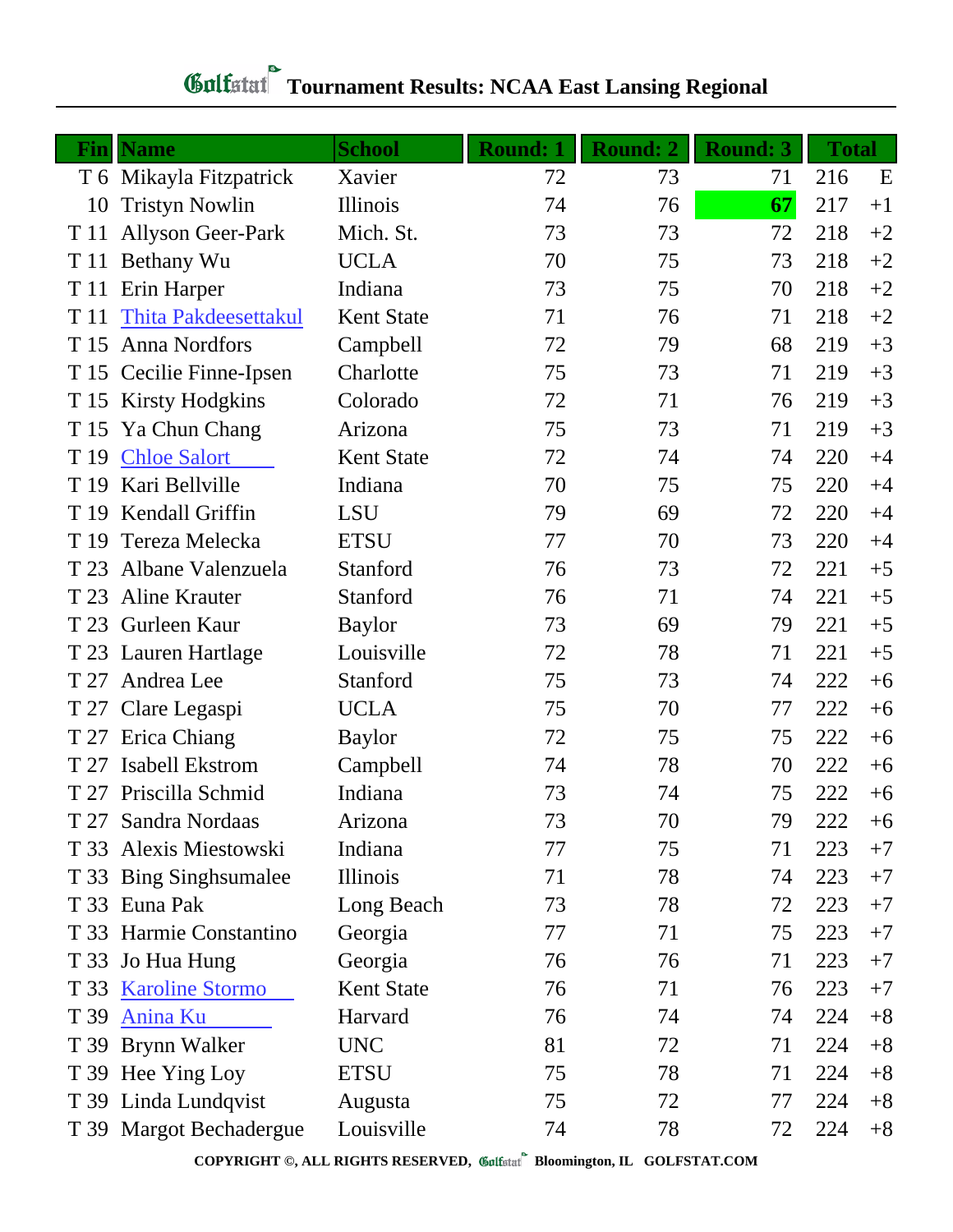# Golfstat Tournament Results: NCAA East Lansing Regional

| Fin | Name | School | Round: 1 | Round: 2 | Round: 3 | Total | |
|---|---|---|---|---|---|---|---|
| T 6 | Mikayla Fitzpatrick | Xavier | 72 | 73 | 71 | 216 | E |
| 10 | Tristyn Nowlin | Illinois | 74 | 76 | 67 | 217 | +1 |
| T 11 | Allyson Geer-Park | Mich. St. | 73 | 73 | 72 | 218 | +2 |
| T 11 | Bethany Wu | UCLA | 70 | 75 | 73 | 218 | +2 |
| T 11 | Erin Harper | Indiana | 73 | 75 | 70 | 218 | +2 |
| T 11 | Thita Pakdeesettakul | Kent State | 71 | 76 | 71 | 218 | +2 |
| T 15 | Anna Nordfors | Campbell | 72 | 79 | 68 | 219 | +3 |
| T 15 | Cecilie Finne-Ipsen | Charlotte | 75 | 73 | 71 | 219 | +3 |
| T 15 | Kirsty Hodgkins | Colorado | 72 | 71 | 76 | 219 | +3 |
| T 15 | Ya Chun Chang | Arizona | 75 | 73 | 71 | 219 | +3 |
| T 19 | Chloe Salort | Kent State | 72 | 74 | 74 | 220 | +4 |
| T 19 | Kari Bellville | Indiana | 70 | 75 | 75 | 220 | +4 |
| T 19 | Kendall Griffin | LSU | 79 | 69 | 72 | 220 | +4 |
| T 19 | Tereza Melecka | ETSU | 77 | 70 | 73 | 220 | +4 |
| T 23 | Albane Valenzuela | Stanford | 76 | 73 | 72 | 221 | +5 |
| T 23 | Aline Krauter | Stanford | 76 | 71 | 74 | 221 | +5 |
| T 23 | Gurleen Kaur | Baylor | 73 | 69 | 79 | 221 | +5 |
| T 23 | Lauren Hartlage | Louisville | 72 | 78 | 71 | 221 | +5 |
| T 27 | Andrea Lee | Stanford | 75 | 73 | 74 | 222 | +6 |
| T 27 | Clare Legaspi | UCLA | 75 | 70 | 77 | 222 | +6 |
| T 27 | Erica Chiang | Baylor | 72 | 75 | 75 | 222 | +6 |
| T 27 | Isabell Ekstrom | Campbell | 74 | 78 | 70 | 222 | +6 |
| T 27 | Priscilla Schmid | Indiana | 73 | 74 | 75 | 222 | +6 |
| T 27 | Sandra Nordaas | Arizona | 73 | 70 | 79 | 222 | +6 |
| T 33 | Alexis Miestowski | Indiana | 77 | 75 | 71 | 223 | +7 |
| T 33 | Bing Singhsumalee | Illinois | 71 | 78 | 74 | 223 | +7 |
| T 33 | Euna Pak | Long Beach | 73 | 78 | 72 | 223 | +7 |
| T 33 | Harmie Constantino | Georgia | 77 | 71 | 75 | 223 | +7 |
| T 33 | Jo Hua Hung | Georgia | 76 | 76 | 71 | 223 | +7 |
| T 33 | Karoline Stormo | Kent State | 76 | 71 | 76 | 223 | +7 |
| T 39 | Anina Ku | Harvard | 76 | 74 | 74 | 224 | +8 |
| T 39 | Brynn Walker | UNC | 81 | 72 | 71 | 224 | +8 |
| T 39 | Hee Ying Loy | ETSU | 75 | 78 | 71 | 224 | +8 |
| T 39 | Linda Lundqvist | Augusta | 75 | 72 | 77 | 224 | +8 |
| T 39 | Margot Bechadergue | Louisville | 74 | 78 | 72 | 224 | +8 |

COPYRIGHT ©, ALL RIGHTS RESERVED, Golfstat Bloomington, IL GOLFSTAT.COM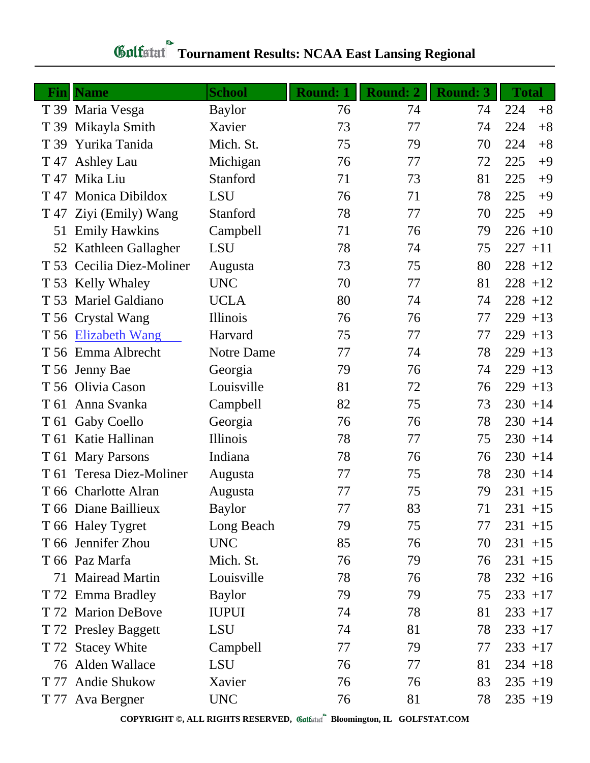# Tournament Results: NCAA East Lansing Regional

| Fin | Name | School | Round: 1 | Round: 2 | Round: 3 | Total | |
|---|---|---|---|---|---|---|---|
| T 39 | Maria Vesga | Baylor | 76 | 74 | 74 | 224 | +8 |
| T 39 | Mikayla Smith | Xavier | 73 | 77 | 74 | 224 | +8 |
| T 39 | Yurika Tanida | Mich. St. | 75 | 79 | 70 | 224 | +8 |
| T 47 | Ashley Lau | Michigan | 76 | 77 | 72 | 225 | +9 |
| T 47 | Mika Liu | Stanford | 71 | 73 | 81 | 225 | +9 |
| T 47 | Monica Dibildox | LSU | 76 | 71 | 78 | 225 | +9 |
| T 47 | Ziyi (Emily) Wang | Stanford | 78 | 77 | 70 | 225 | +9 |
| 51 | Emily Hawkins | Campbell | 71 | 76 | 79 | 226 | +10 |
| 52 | Kathleen Gallagher | LSU | 78 | 74 | 75 | 227 | +11 |
| T 53 | Cecilia Diez-Moliner | Augusta | 73 | 75 | 80 | 228 | +12 |
| T 53 | Kelly Whaley | UNC | 70 | 77 | 81 | 228 | +12 |
| T 53 | Mariel Galdiano | UCLA | 80 | 74 | 74 | 228 | +12 |
| T 56 | Crystal Wang | Illinois | 76 | 76 | 77 | 229 | +13 |
| T 56 | Elizabeth Wang | Harvard | 75 | 77 | 77 | 229 | +13 |
| T 56 | Emma Albrecht | Notre Dame | 77 | 74 | 78 | 229 | +13 |
| T 56 | Jenny Bae | Georgia | 79 | 76 | 74 | 229 | +13 |
| T 56 | Olivia Cason | Louisville | 81 | 72 | 76 | 229 | +13 |
| T 61 | Anna Svanka | Campbell | 82 | 75 | 73 | 230 | +14 |
| T 61 | Gaby Coello | Georgia | 76 | 76 | 78 | 230 | +14 |
| T 61 | Katie Hallinan | Illinois | 78 | 77 | 75 | 230 | +14 |
| T 61 | Mary Parsons | Indiana | 78 | 76 | 76 | 230 | +14 |
| T 61 | Teresa Diez-Moliner | Augusta | 77 | 75 | 78 | 230 | +14 |
| T 66 | Charlotte Alran | Augusta | 77 | 75 | 79 | 231 | +15 |
| T 66 | Diane Baillieux | Baylor | 77 | 83 | 71 | 231 | +15 |
| T 66 | Haley Tygret | Long Beach | 79 | 75 | 77 | 231 | +15 |
| T 66 | Jennifer Zhou | UNC | 85 | 76 | 70 | 231 | +15 |
| T 66 | Paz Marfa | Mich. St. | 76 | 79 | 76 | 231 | +15 |
| 71 | Mairead Martin | Louisville | 78 | 76 | 78 | 232 | +16 |
| T 72 | Emma Bradley | Baylor | 79 | 79 | 75 | 233 | +17 |
| T 72 | Marion DeBove | IUPUI | 74 | 78 | 81 | 233 | +17 |
| T 72 | Presley Baggett | LSU | 74 | 81 | 78 | 233 | +17 |
| T 72 | Stacey White | Campbell | 77 | 79 | 77 | 233 | +17 |
| 76 | Alden Wallace | LSU | 76 | 77 | 81 | 234 | +18 |
| T 77 | Andie Shukow | Xavier | 76 | 76 | 83 | 235 | +19 |
| T 77 | Ava Bergner | UNC | 76 | 81 | 78 | 235 | +19 |

COPYRIGHT ©, ALL RIGHTS RESERVED, Golfstat Bloomington, IL GOLFSTAT.COM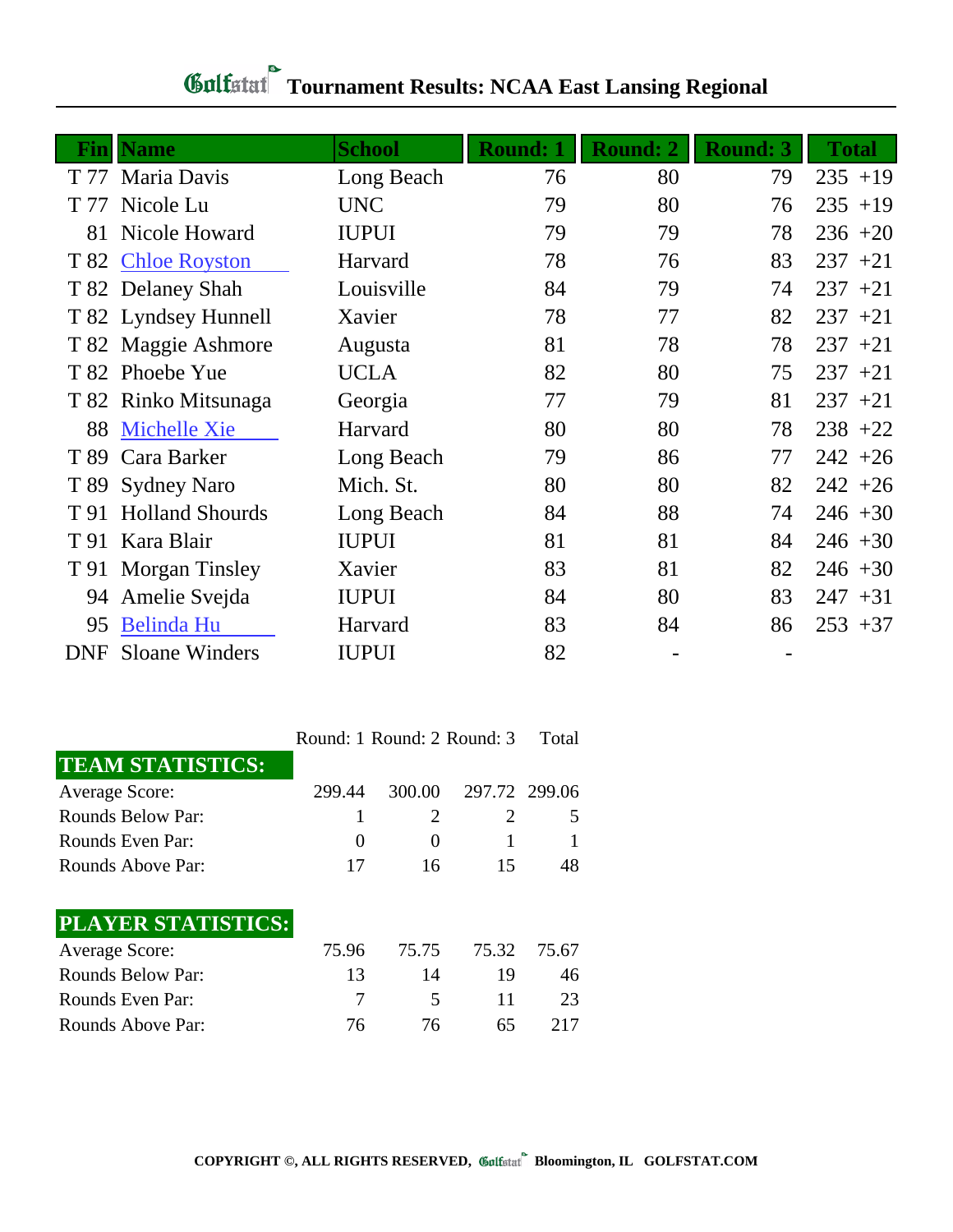# Tournament Results: NCAA East Lansing Regional

| Fin | Name | School | Round: 1 | Round: 2 | Round: 3 | Total | |
|---|---|---|---|---|---|---|---|
| T 77 | Maria Davis | Long Beach | 76 | 80 | 79 | 235 | +19 |
| T 77 | Nicole Lu | UNC | 79 | 80 | 76 | 235 | +19 |
| 81 | Nicole Howard | IUPUI | 79 | 79 | 78 | 236 | +20 |
| T 82 | Chloe Royston | Harvard | 78 | 76 | 83 | 237 | +21 |
| T 82 | Delaney Shah | Louisville | 84 | 79 | 74 | 237 | +21 |
| T 82 | Lyndsey Hunnell | Xavier | 78 | 77 | 82 | 237 | +21 |
| T 82 | Maggie Ashmore | Augusta | 81 | 78 | 78 | 237 | +21 |
| T 82 | Phoebe Yue | UCLA | 82 | 80 | 75 | 237 | +21 |
| T 82 | Rinko Mitsunaga | Georgia | 77 | 79 | 81 | 237 | +21 |
| 88 | Michelle Xie | Harvard | 80 | 80 | 78 | 238 | +22 |
| T 89 | Cara Barker | Long Beach | 79 | 86 | 77 | 242 | +26 |
| T 89 | Sydney Naro | Mich. St. | 80 | 80 | 82 | 242 | +26 |
| T 91 | Holland Shourds | Long Beach | 84 | 88 | 74 | 246 | +30 |
| T 91 | Kara Blair | IUPUI | 81 | 81 | 84 | 246 | +30 |
| T 91 | Morgan Tinsley | Xavier | 83 | 81 | 82 | 246 | +30 |
| 94 | Amelie Svejda | IUPUI | 84 | 80 | 83 | 247 | +31 |
| 95 | Belinda Hu | Harvard | 83 | 84 | 86 | 253 | +37 |
| DNF | Sloane Winders | IUPUI | 82 | - | - | | |

| TEAM STATISTICS: | Round: 1 | Round: 2 | Round: 3 | Total |
|---|---|---|---|---|
| Average Score: | 299.44 | 300.00 | 297.72 | 299.06 |
| Rounds Below Par: | 1 | 2 | 2 | 5 |
| Rounds Even Par: | 0 | 0 | 1 | 1 |
| Rounds Above Par: | 17 | 16 | 15 | 48 |

| PLAYER STATISTICS: | Round: 1 | Round: 2 | Round: 3 | Total |
|---|---|---|---|---|
| Average Score: | 75.96 | 75.75 | 75.32 | 75.67 |
| Rounds Below Par: | 13 | 14 | 19 | 46 |
| Rounds Even Par: | 7 | 5 | 11 | 23 |
| Rounds Above Par: | 76 | 76 | 65 | 217 |

COPYRIGHT ©, ALL RIGHTS RESERVED, Golfstat Bloomington, IL GOLFSTAT.COM